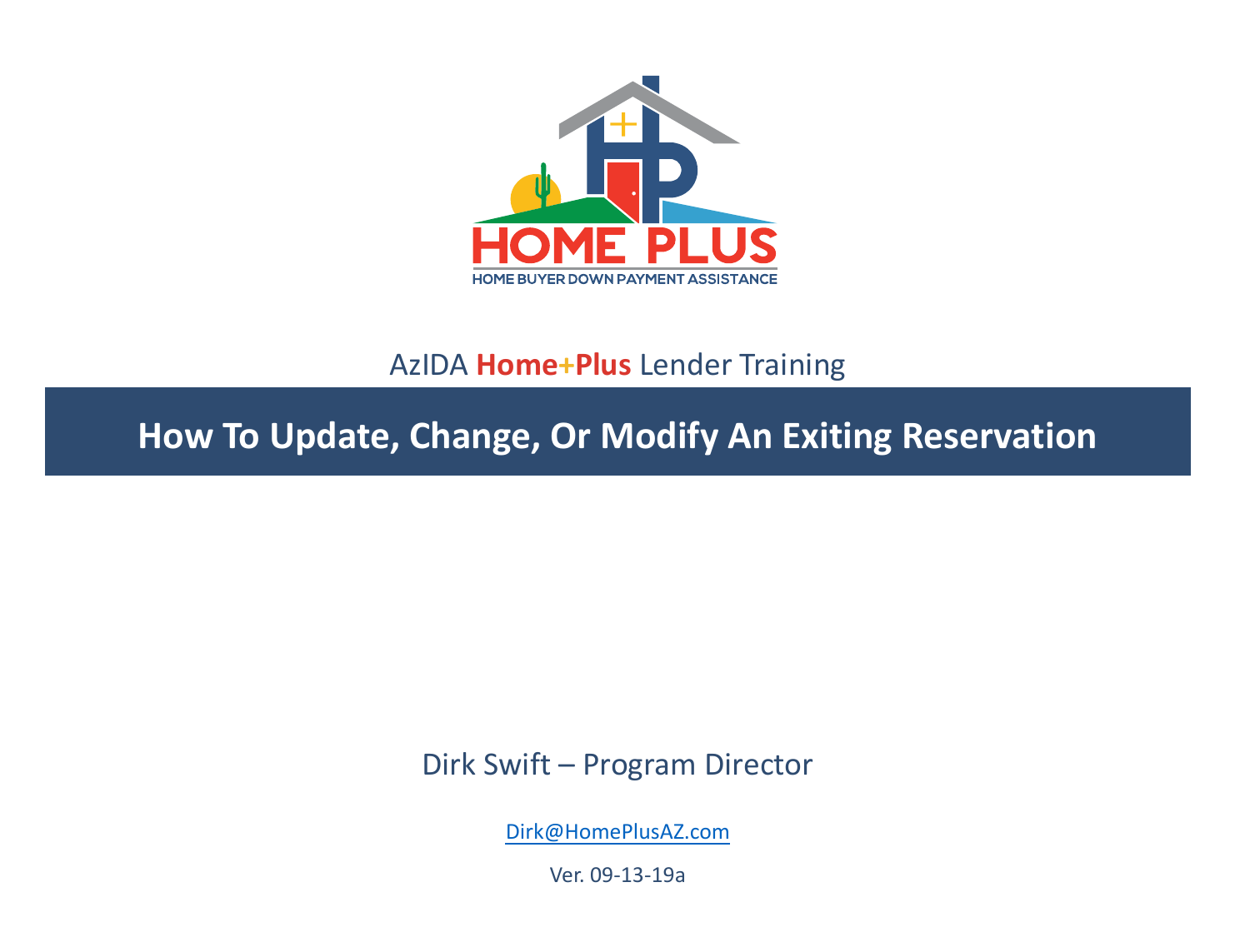HOME PLUS

HOME BUYER DOWN PAYMENT ASSISTANCE

AzIDA **Home+Plus** Lender Training

# How To Update, Change, Or Modify An Exiting Reservation

Dirk Swift – Program Director

Dirk@HomePlusAZ.com

Ver. 09-13-19a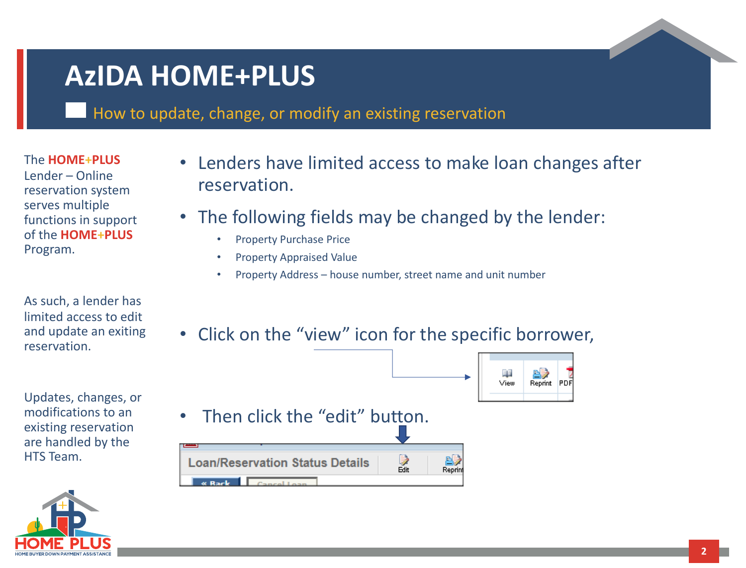# AzIDA HOME+PLUS

## How to update, change, or modify an existing reservation

The **HOME+PLUS** Lender – Online reservation system serves multiple functions in support of the **HOME+PLUS** Program.

As such, a lender has limited access to edit and update an exiting reservation.

Updates, changes, or modifications to an existing reservation are handled by the HTS Team.

- Lenders have limited access to make loan changes after reservation.
- The following fields may be changed by the lender:
  - Property Purchase Price
  - Property Appraised Value
  - Property Address – house number, street name and unit number
- Click on the "view" icon for the specific borrower,
- Then click the "edit" button.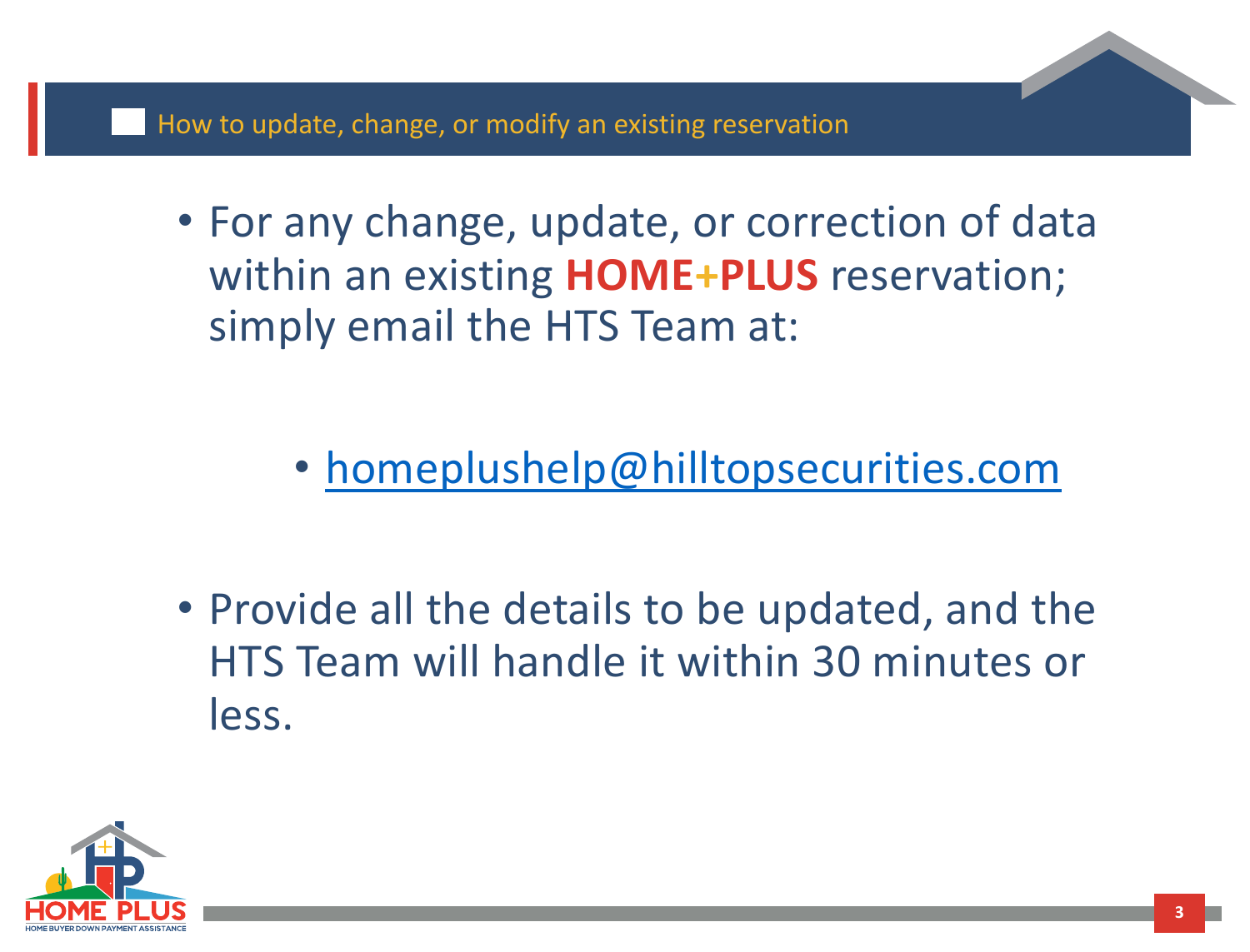## How to update, change, or modify an existing reservation

- For any change, update, or correction of data within an existing **HOME+PLUS** reservation; simply email the HTS Team at:

  - homeplushelp@hilltopsecurities.com

- Provide all the details to be updated, and the HTS Team will handle it within 30 minutes or less.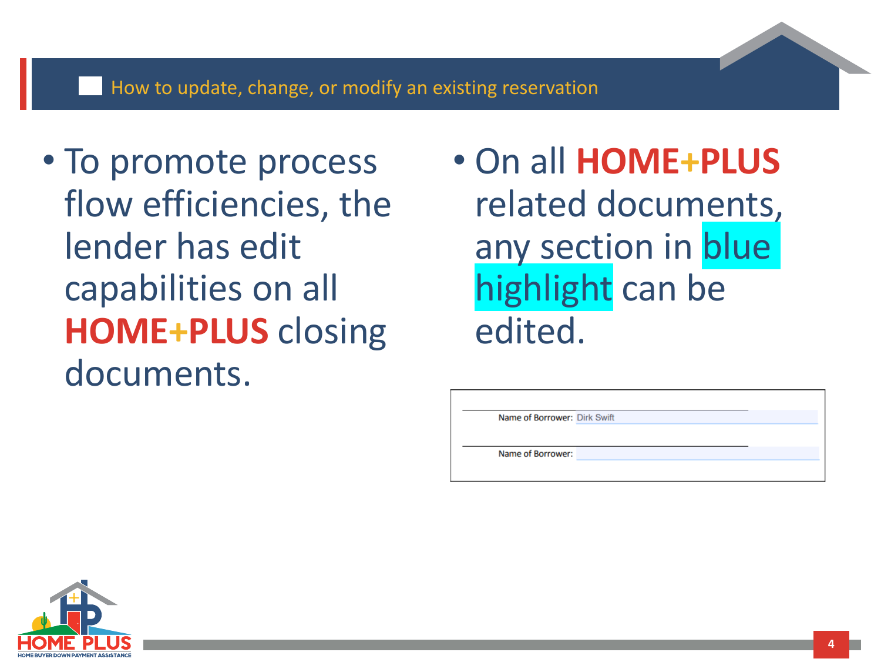## How to update, change, or modify an existing reservation

- To promote process flow efficiencies, the lender has edit capabilities on all **HOME+PLUS** closing documents.

- On all **HOME+PLUS** related documents, any section in blue highlight can be edited.

Name of Borrower: Dirk Swift

Name of Borrower: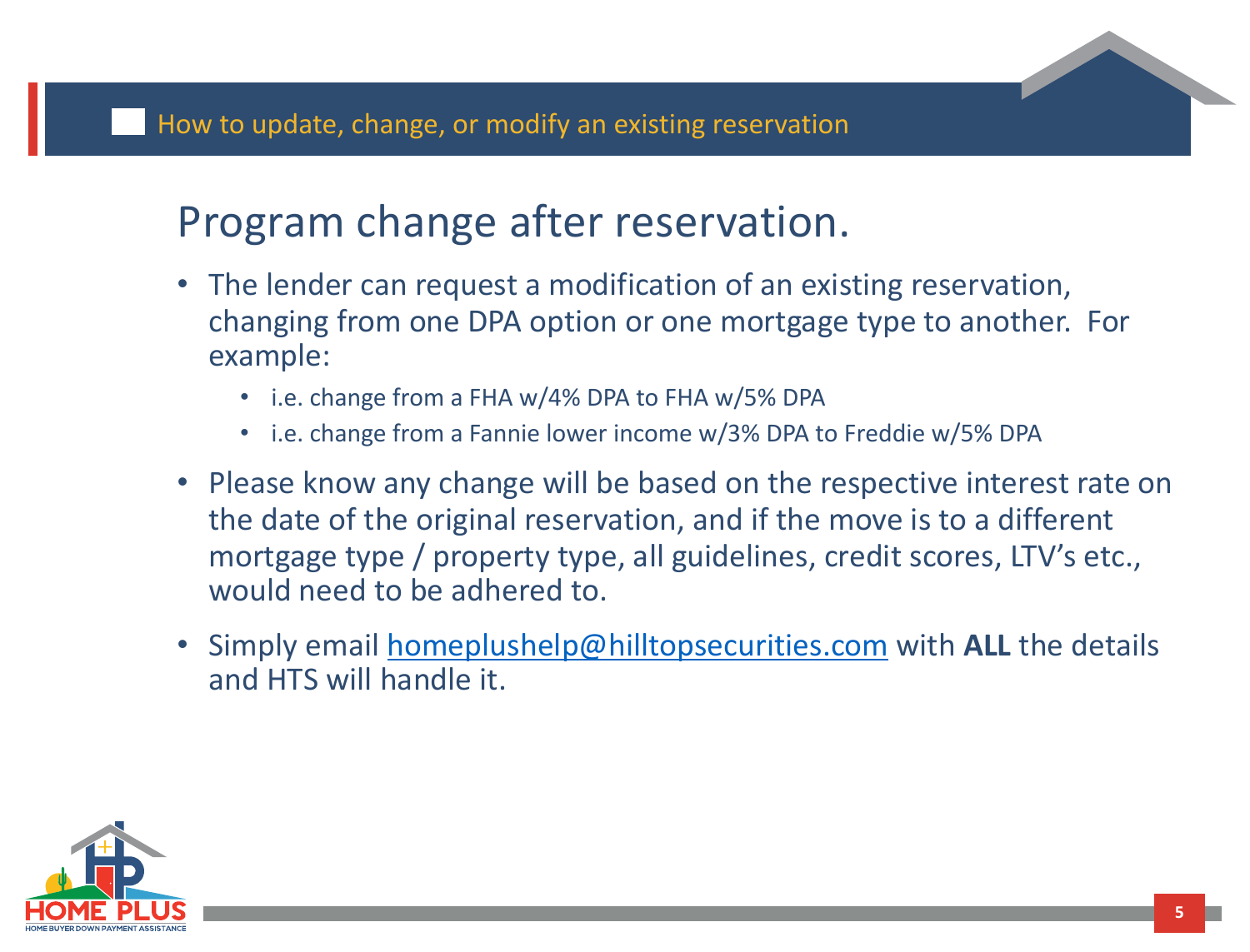## How to update, change, or modify an existing reservation

# Program change after reservation.

- The lender can request a modification of an existing reservation, changing from one DPA option or one mortgage type to another. For example:
  - i.e. change from a FHA w/4% DPA to FHA w/5% DPA
  - i.e. change from a Fannie lower income w/3% DPA to Freddie w/5% DPA
- Please know any change will be based on the respective interest rate on the date of the original reservation, and if the move is to a different mortgage type / property type, all guidelines, credit scores, LTV's etc., would need to be adhered to.
- Simply email homeplushelp@hilltopsecurities.com with **ALL** the details and HTS will handle it.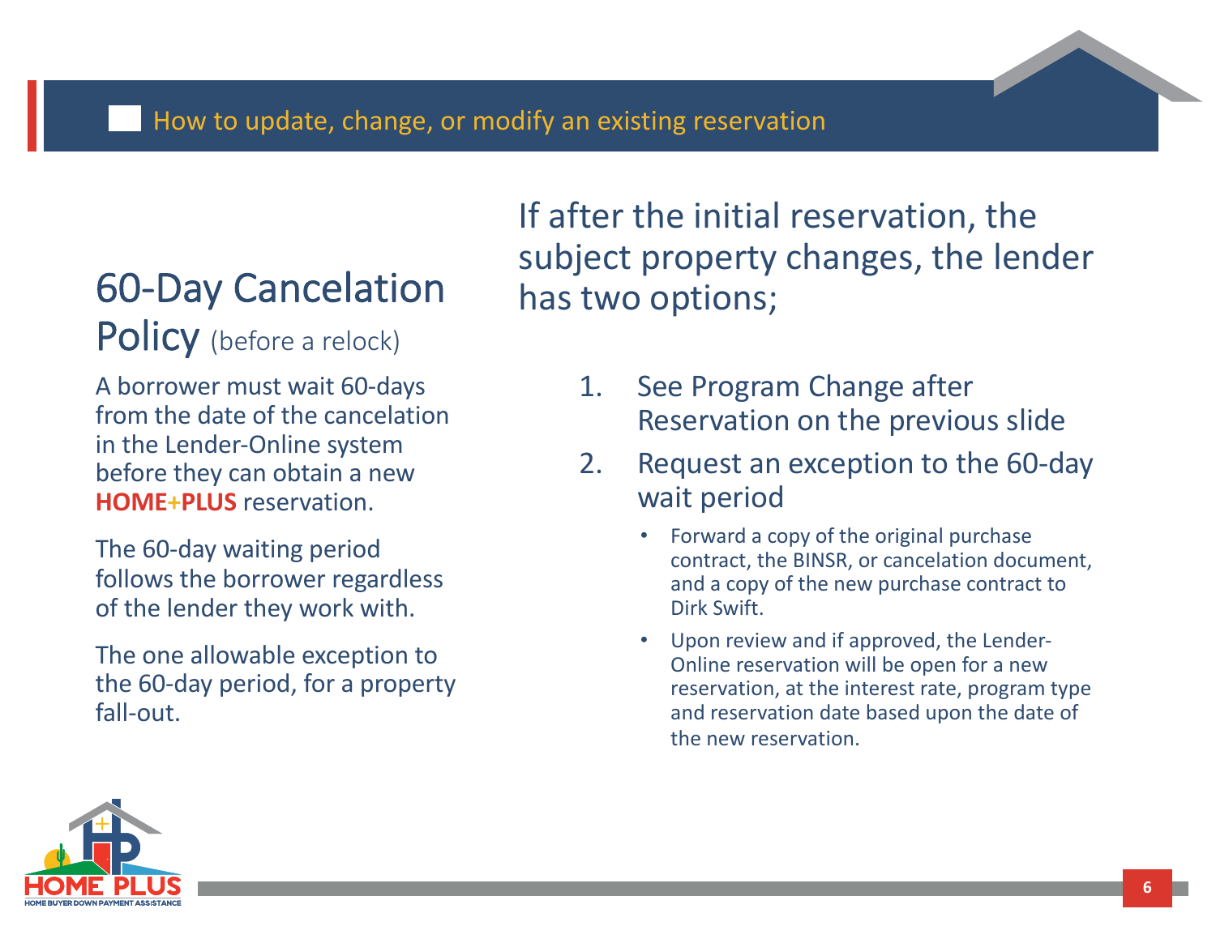# How to update, change, or modify an existing reservation

## 60-Day Cancelation Policy (before a relock)

A borrower must wait 60-days from the date of the cancelation in the Lender-Online system before they can obtain a new **HOME+PLUS** reservation.

The 60-day waiting period follows the borrower regardless of the lender they work with.

The one allowable exception to the 60-day period, for a property fall-out.

## If after the initial reservation, the subject property changes, the lender has two options;

1. See Program Change after Reservation on the previous slide
2. Request an exception to the 60-day wait period
   - Forward a copy of the original purchase contract, the BINSR, or cancelation document, and a copy of the new purchase contract to Dirk Swift.
   - Upon review and if approved, the Lender-Online reservation will be open for a new reservation, at the interest rate, program type and reservation date based upon the date of the new reservation.